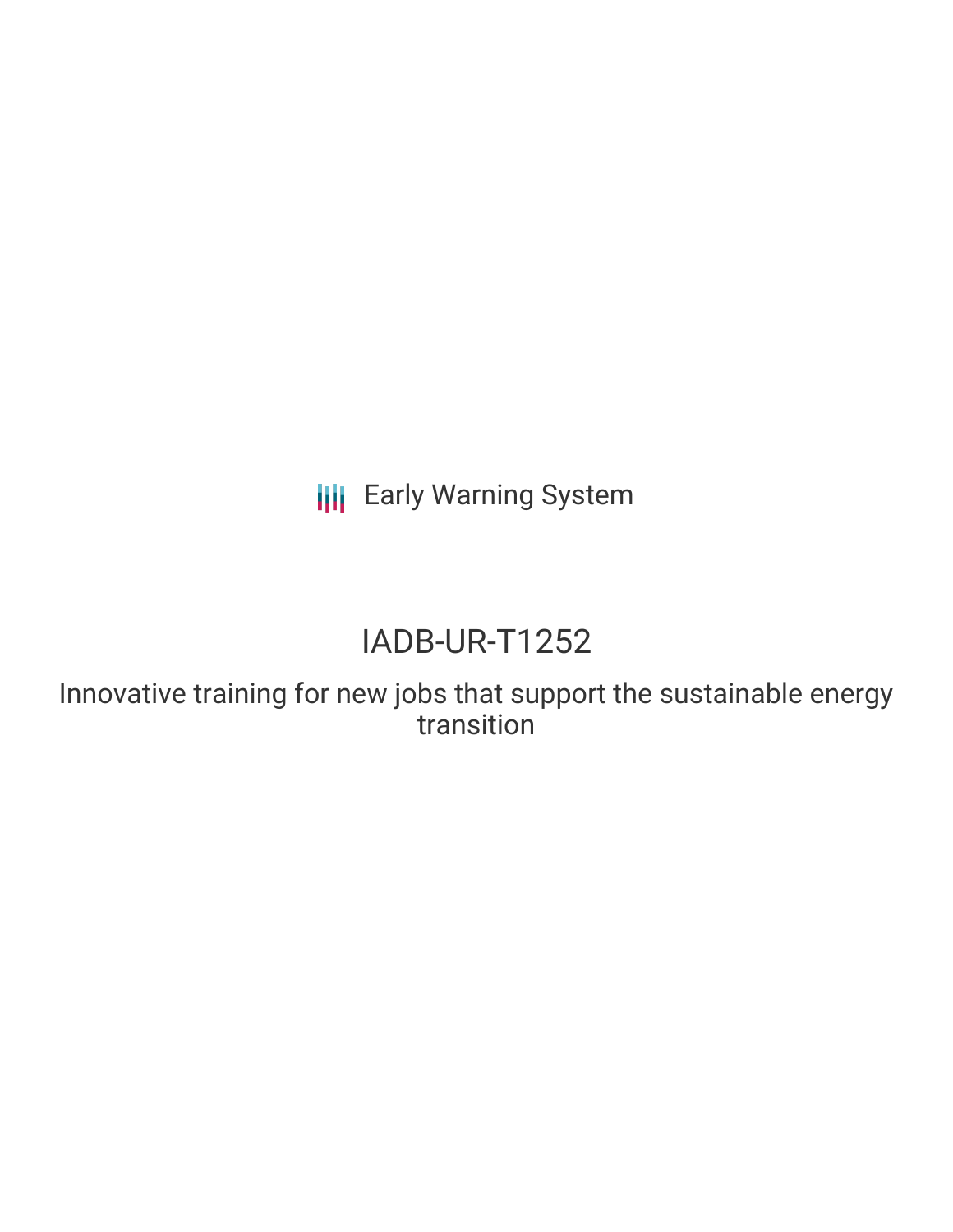Early Warning System

# IADB-UR-T1252

## Innovative training for new jobs that support the sustainable energy transition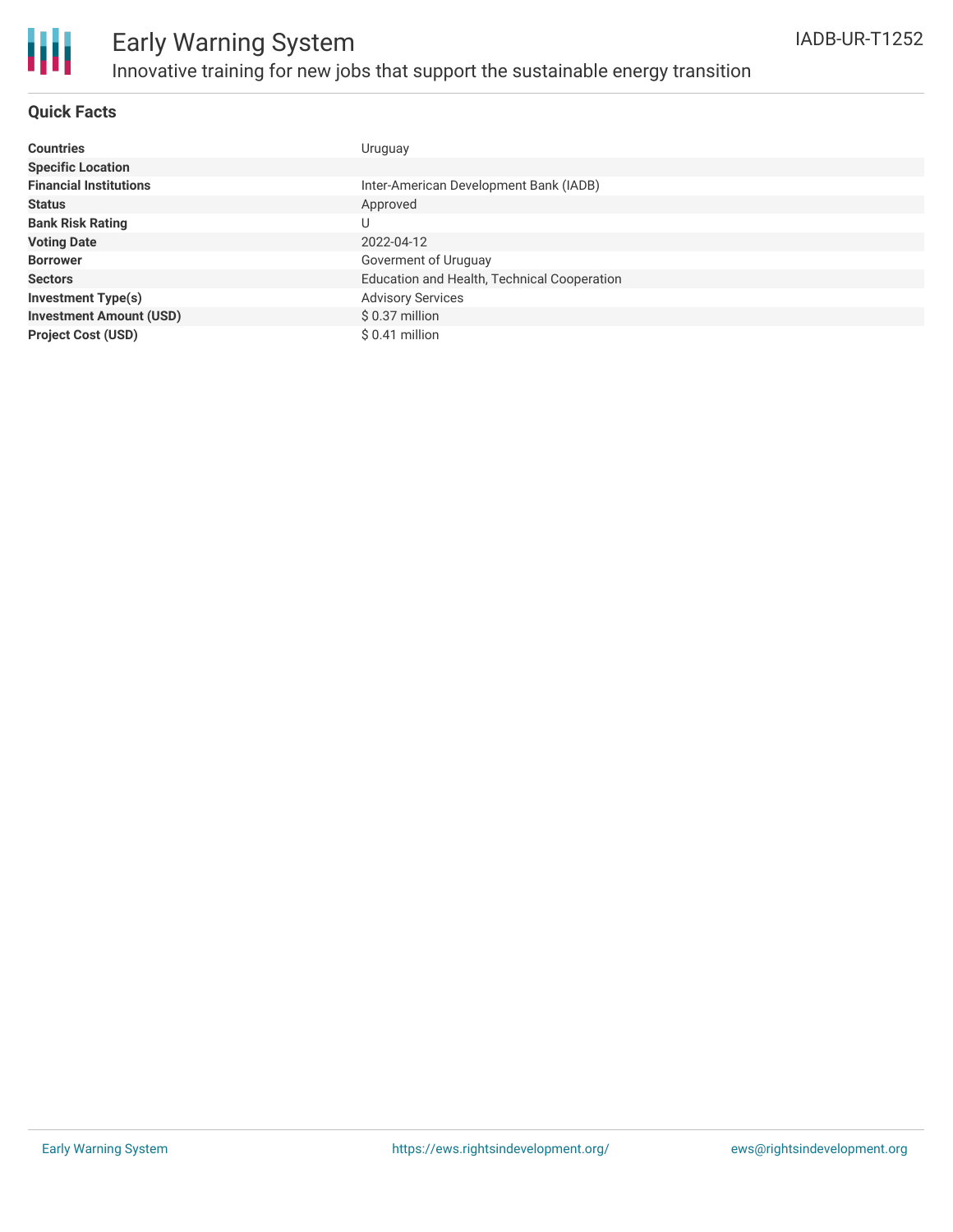## Quick Facts

| | |
|---|---|
| **Countries** | Uruguay |
| **Specific Location** | |
| **Financial Institutions** | Inter-American Development Bank (IADB) |
| **Status** | Approved |
| **Bank Risk Rating** | U |
| **Voting Date** | 2022-04-12 |
| **Borrower** | Goverment of Uruguay |
| **Sectors** | Education and Health, Technical Cooperation |
| **Investment Type(s)** | Advisory Services |
| **Investment Amount (USD)** | $ 0.37 million |
| **Project Cost (USD)** | $ 0.41 million |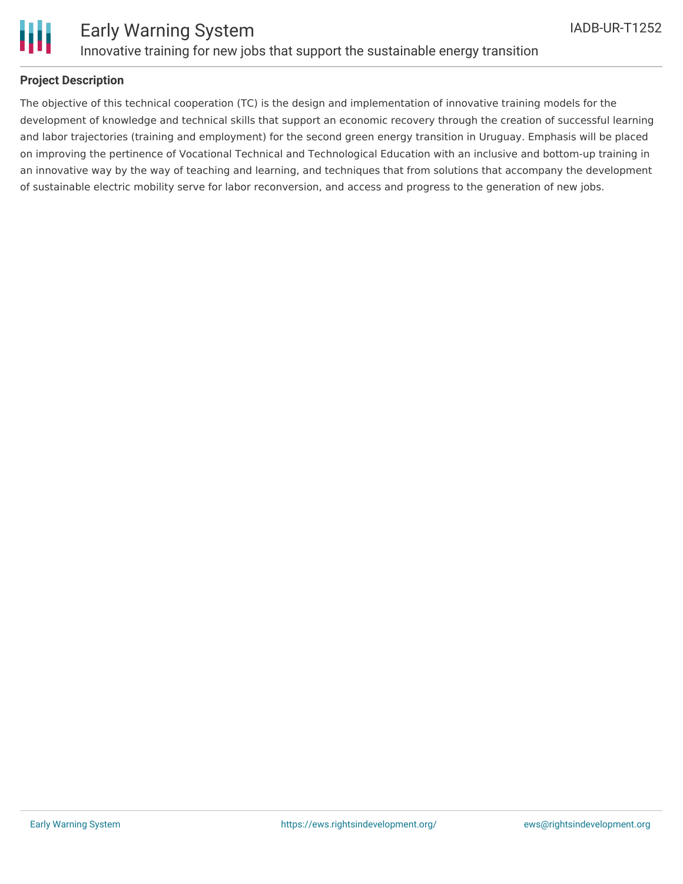## Project Description

The objective of this technical cooperation (TC) is the design and implementation of innovative training models for the development of knowledge and technical skills that support an economic recovery through the creation of successful learning and labor trajectories (training and employment) for the second green energy transition in Uruguay. Emphasis will be placed on improving the pertinence of Vocational Technical and Technological Education with an inclusive and bottom-up training in an innovative way by the way of teaching and learning, and techniques that from solutions that accompany the development of sustainable electric mobility serve for labor reconversion, and access and progress to the generation of new jobs.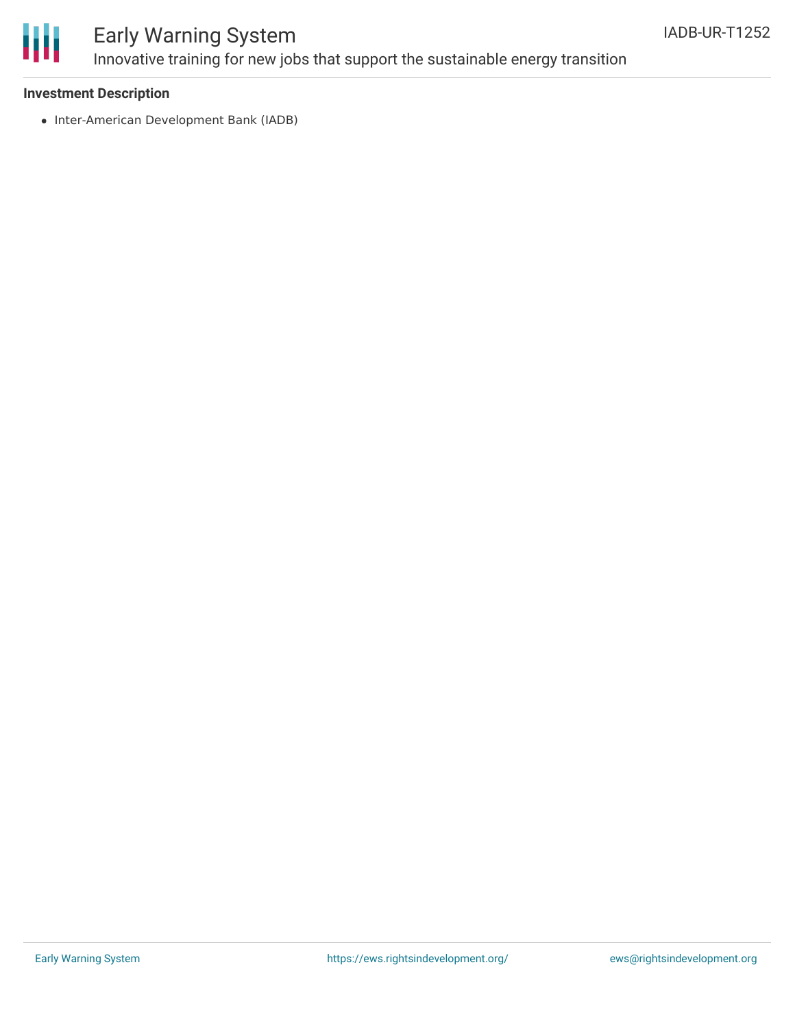### Investment Description

- Inter-American Development Bank (IADB)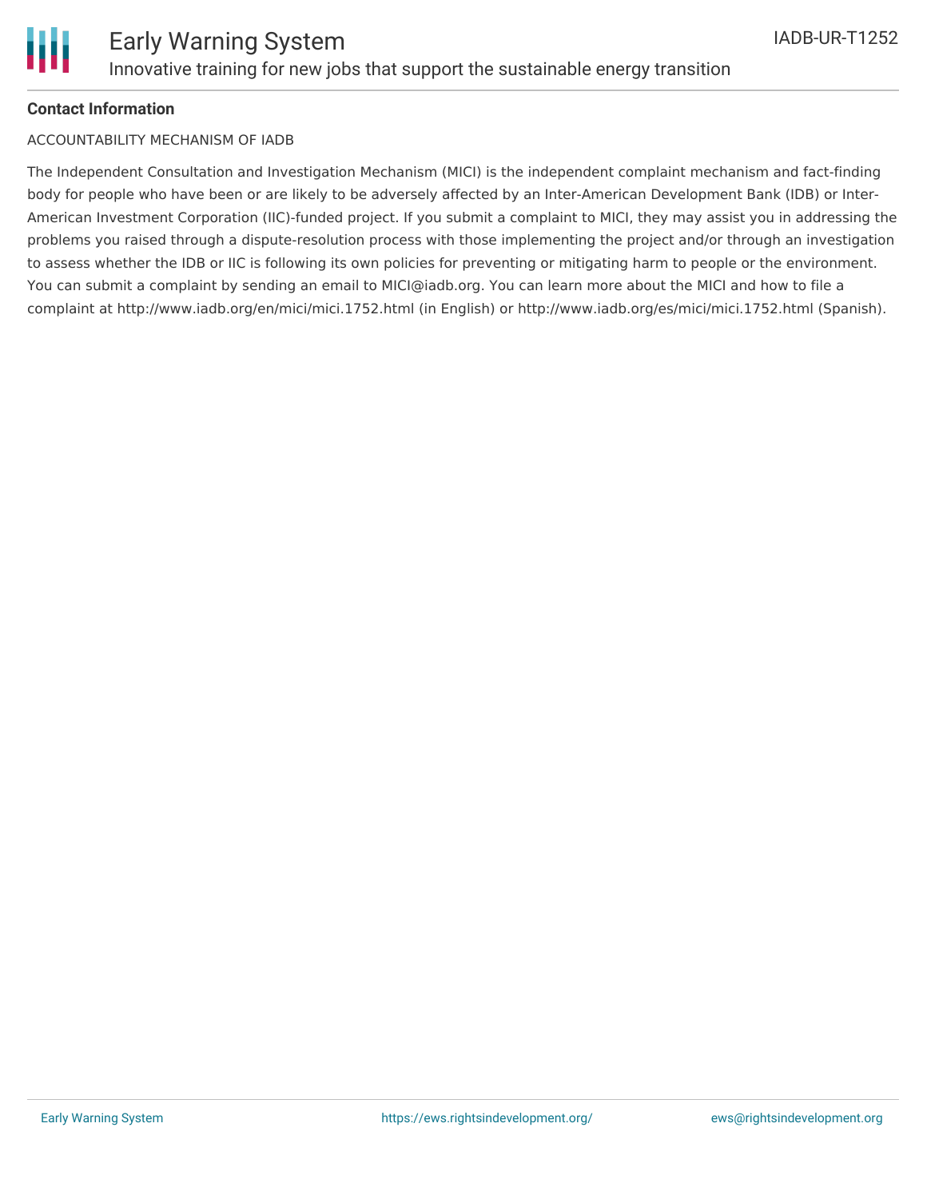**Contact Information**

ACCOUNTABILITY MECHANISM OF IADB

The Independent Consultation and Investigation Mechanism (MICI) is the independent complaint mechanism and fact-finding body for people who have been or are likely to be adversely affected by an Inter-American Development Bank (IDB) or Inter-American Investment Corporation (IIC)-funded project. If you submit a complaint to MICI, they may assist you in addressing the problems you raised through a dispute-resolution process with those implementing the project and/or through an investigation to assess whether the IDB or IIC is following its own policies for preventing or mitigating harm to people or the environment. You can submit a complaint by sending an email to MICI@iadb.org. You can learn more about the MICI and how to file a complaint at http://www.iadb.org/en/mici/mici.1752.html (in English) or http://www.iadb.org/es/mici/mici.1752.html (Spanish).